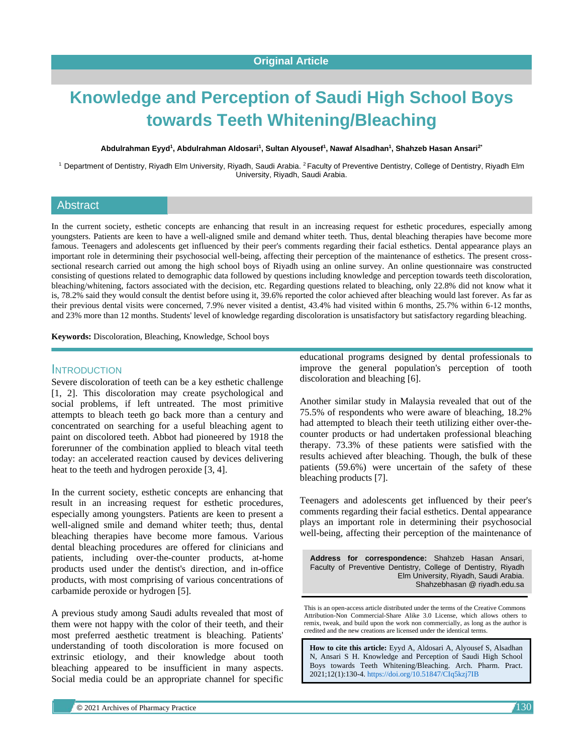Original Article

# Knowledge and Perception of Saudi High School Boys towards Teeth Whitening/Bleaching

**Abdulrahman Eeyd[1], Abdulrahman Aldosari[1], Sultan Alyousef[1], Nawaf Alsadhan[1], Shahzeb Hasan Ansari[2*]**

[1] Department of Dentistry, Riyadh Elm University, Riyadh, Saudi Arabia. [2] Faculty of Preventive Dentistry, College of Dentistry, Riyadh Elm University, Riyadh, Saudi Arabia.

## Abstract

In the current society, esthetic concepts are enhancing that result in an increasing request for esthetic procedures, especially among youngsters. Patients are keen to have a well-aligned smile and demand whiter teeth. Thus, dental bleaching therapies have become more famous. Teenagers and adolescents get influenced by their peer's comments regarding their facial esthetics. Dental appearance plays an important role in determining their psychosocial well-being, affecting their perception of the maintenance of esthetics. The present cross-sectional research carried out among the high school boys of Riyadh using an online survey. An online questionnaire was constructed consisting of questions related to demographic data followed by questions including knowledge and perception towards teeth discoloration, bleaching/whitening, factors associated with the decision, etc. Regarding questions related to bleaching, only 22.8% did not know what it is, 78.2% said they would consult the dentist before using it, 39.6% reported the color achieved after bleaching would last forever. As far as their previous dental visits were concerned, 7.9% never visited a dentist, 43.4% had visited within 6 months, 25.7% within 6-12 months, and 23% more than 12 months. Students' level of knowledge regarding discoloration is unsatisfactory but satisfactory regarding bleaching.

**Keywords:** Discoloration, Bleaching, Knowledge, School boys

## Introduction

Severe discoloration of teeth can be a key esthetic challenge [1, 2]. This discoloration may create psychological and social problems, if left untreated. The most primitive attempts to bleach teeth go back more than a century and concentrated on searching for a useful bleaching agent to paint on discolored teeth. Abbot had pioneered by 1918 the forerunner of the combination applied to bleach vital teeth today: an accelerated reaction caused by devices delivering heat to the teeth and hydrogen peroxide [3, 4].

In the current society, esthetic concepts are enhancing that result in an increasing request for esthetic procedures, especially among youngsters. Patients are keen to present a well-aligned smile and demand whiter teeth; thus, dental bleaching therapies have become more famous. Various dental bleaching procedures are offered for clinicians and patients, including over-the-counter products, at-home products used under the dentist's direction, and in-office products, with most comprising of various concentrations of carbamide peroxide or hydrogen [5].

A previous study among Saudi adults revealed that most of them were not happy with the color of their teeth, and their most preferred aesthetic treatment is bleaching. Patients' understanding of tooth discoloration is more focused on extrinsic etiology, and their knowledge about tooth bleaching appeared to be insufficient in many aspects. Social media could be an appropriate channel for specific educational programs designed by dental professionals to improve the general population's perception of tooth discoloration and bleaching [6].

Another similar study in Malaysia revealed that out of the 75.5% of respondents who were aware of bleaching, 18.2% had attempted to bleach their teeth utilizing either over-the-counter products or had undertaken professional bleaching therapy. 73.3% of these patients were satisfied with the results achieved after bleaching. Though, the bulk of these patients (59.6%) were uncertain of the safety of these bleaching products [7].

Teenagers and adolescents get influenced by their peer's comments regarding their facial esthetics. Dental appearance plays an important role in determining their psychosocial well-being, affecting their perception of the maintenance of

**Address for correspondence:** Shahzeb Hasan Ansari, Faculty of Preventive Dentistry, College of Dentistry, Riyadh Elm University, Riyadh, Saudi Arabia. Shahzebhasan @ riyadh.edu.sa

This is an open-access article distributed under the terms of the Creative Commons Attribution-Non Commercial-Share Alike 3.0 License, which allows others to remix, tweak, and build upon the work non commercially, as long as the author is credited and the new creations are licensed under the identical terms.

**How to cite this article:** Eyyd A, Aldosari A, Alyousef S, Alsadhan N, Ansari S H. Knowledge and Perception of Saudi High School Boys towards Teeth Whitening/Bleaching. Arch. Pharm. Pract. 2021;12(1):130-4. https://doi.org/10.51847/CIq5kzj7IB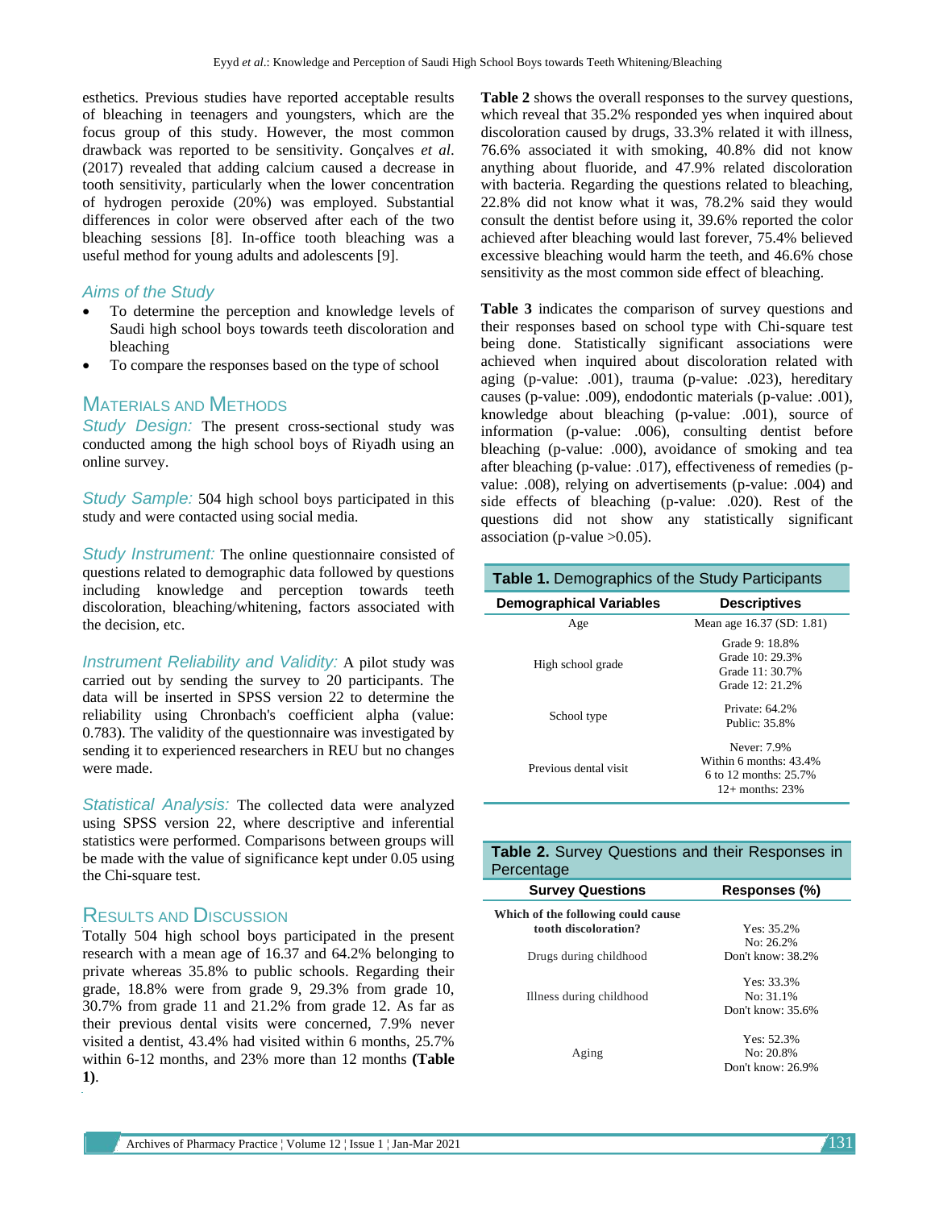esthetics. Previous studies have reported acceptable results of bleaching in teenagers and youngsters, which are the focus group of this study. However, the most common drawback was reported to be sensitivity. Gonçalves *et al*. (2017) revealed that adding calcium caused a decrease in tooth sensitivity, particularly when the lower concentration of hydrogen peroxide (20%) was employed. Substantial differences in color were observed after each of the two bleaching sessions [8]. In-office tooth bleaching was a useful method for young adults and adolescents [9].

### Aims of the Study

- To determine the perception and knowledge levels of Saudi high school boys towards teeth discoloration and bleaching
- To compare the responses based on the type of school

## Materials and Methods

*Study Design:* The present cross-sectional study was conducted among the high school boys of Riyadh using an online survey.

*Study Sample:* 504 high school boys participated in this study and were contacted using social media.

*Study Instrument:* The online questionnaire consisted of questions related to demographic data followed by questions including knowledge and perception towards teeth discoloration, bleaching/whitening, factors associated with the decision, etc.

*Instrument Reliability and Validity:* A pilot study was carried out by sending the survey to 20 participants. The data will be inserted in SPSS version 22 to determine the reliability using Chronbach's coefficient alpha (value: 0.783). The validity of the questionnaire was investigated by sending it to experienced researchers in REU but no changes were made.

*Statistical Analysis:* The collected data were analyzed using SPSS version 22, where descriptive and inferential statistics were performed. Comparisons between groups will be made with the value of significance kept under 0.05 using the Chi-square test.

## Results and Discussion

Totally 504 high school boys participated in the present research with a mean age of 16.37 and 64.2% belonging to private whereas 35.8% to public schools. Regarding their grade, 18.8% were from grade 9, 29.3% from grade 10, 30.7% from grade 11 and 21.2% from grade 12. As far as their previous dental visits were concerned, 7.9% never visited a dentist, 43.4% had visited within 6 months, 25.7% within 6-12 months, and 23% more than 12 months **(Table 1)**.

**Table 2** shows the overall responses to the survey questions, which reveal that 35.2% responded yes when inquired about discoloration caused by drugs, 33.3% related it with illness, 76.6% associated it with smoking, 40.8% did not know anything about fluoride, and 47.9% related discoloration with bacteria. Regarding the questions related to bleaching, 22.8% did not know what it was, 78.2% said they would consult the dentist before using it, 39.6% reported the color achieved after bleaching would last forever, 75.4% believed excessive bleaching would harm the teeth, and 46.6% chose sensitivity as the most common side effect of bleaching.

**Table 3** indicates the comparison of survey questions and their responses based on school type with Chi-square test being done. Statistically significant associations were achieved when inquired about discoloration related with aging (p-value: .001), trauma (p-value: .023), hereditary causes (p-value: .009), endodontic materials (p-value: .001), knowledge about bleaching (p-value: .001), source of information (p-value: .006), consulting dentist before bleaching (p-value: .000), avoidance of smoking and tea after bleaching (p-value: .017), effectiveness of remedies (p-value: .008), relying on advertisements (p-value: .004) and side effects of bleaching (p-value: .020). Rest of the questions did not show any statistically significant association (p-value >0.05).

**Table 1.** Demographics of the Study Participants

| Demographical Variables | Descriptives |
|---|---|
| Age | Mean age 16.37 (SD: 1.81) |
| High school grade | Grade 9: 18.8%<br>Grade 10: 29.3%<br>Grade 11: 30.7%<br>Grade 12: 21.2% |
| School type | Private: 64.2%<br>Public: 35.8% |
| Previous dental visit | Never: 7.9%<br>Within 6 months: 43.4%<br>6 to 12 months: 25.7%<br>12+ months: 23% |

**Table 2.** Survey Questions and their Responses in Percentage

| Survey Questions | Responses (%) |
|---|---|
| **Which of the following could cause tooth discoloration?** | |
| Drugs during childhood | Yes: 35.2%<br>No: 26.2%<br>Don't know: 38.2% |
| Illness during childhood | Yes: 33.3%<br>No: 31.1%<br>Don't know: 35.6% |
| Aging | Yes: 52.3%<br>No: 20.8%<br>Don't know: 26.9% |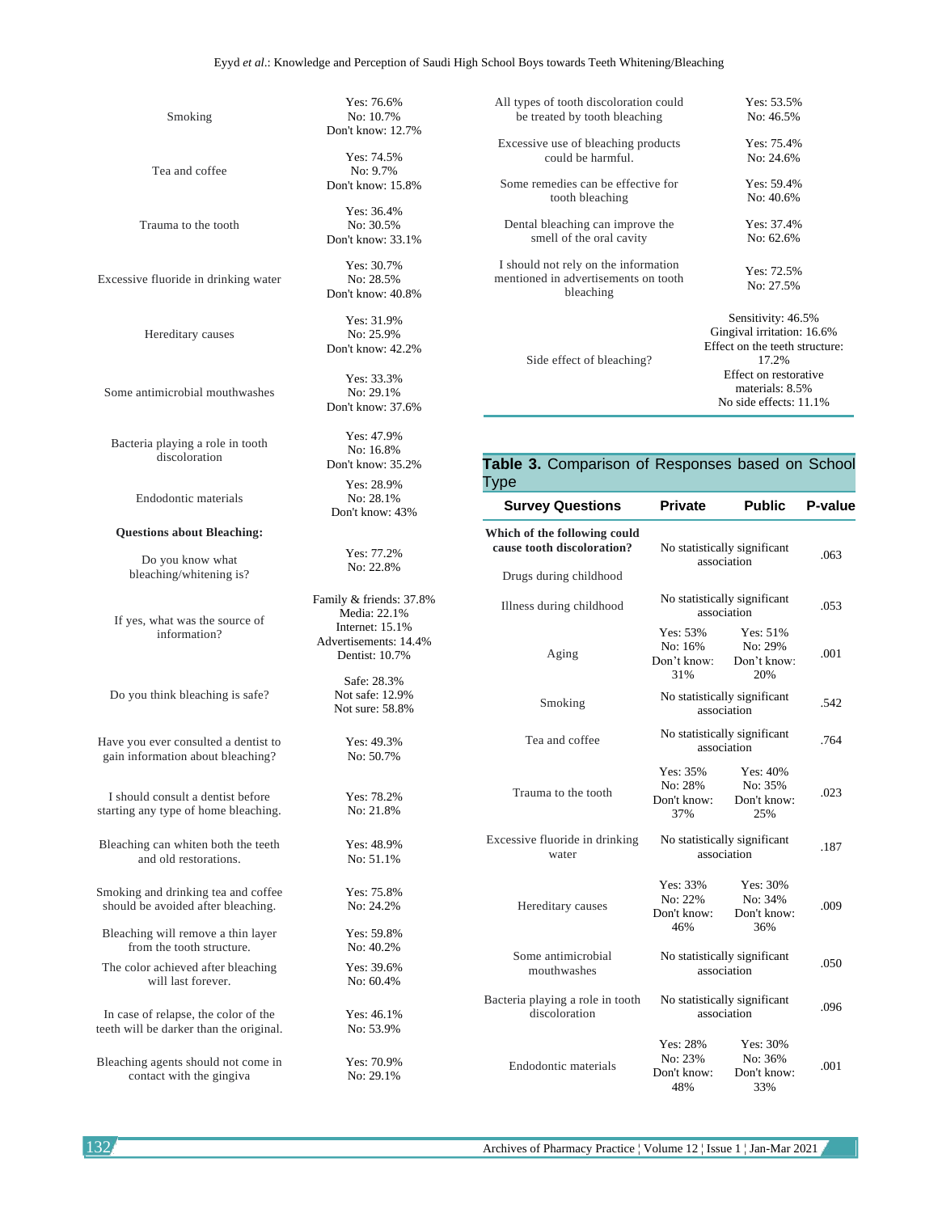| | |
|---|---|
| Smoking | Yes: 76.6%<br>No: 10.7%<br>Don't know: 12.7% |
| Tea and coffee | Yes: 74.5%<br>No: 9.7%<br>Don't know: 15.8% |
| Trauma to the tooth | Yes: 36.4%<br>No: 30.5%<br>Don't know: 33.1% |
| Excessive fluoride in drinking water | Yes: 30.7%<br>No: 28.5%<br>Don't know: 40.8% |
| Hereditary causes | Yes: 31.9%<br>No: 25.9%<br>Don't know: 42.2% |
| Some antimicrobial mouthwashes | Yes: 33.3%<br>No: 29.1%<br>Don't know: 37.6% |
| Bacteria playing a role in tooth discoloration | Yes: 47.9%<br>No: 16.8%<br>Don't know: 35.2% |
| Endodontic materials | Yes: 28.9%<br>No: 28.1%<br>Don't know: 43% |
| **Questions about Bleaching:** | |
| Do you know what bleaching/whitening is? | Yes: 77.2%<br>No: 22.8% |
| If yes, what was the source of information? | Family & friends: 37.8%<br>Media: 22.1%<br>Internet: 15.1%<br>Advertisements: 14.4%<br>Dentist: 10.7% |
| Do you think bleaching is safe? | Safe: 28.3%<br>Not safe: 12.9%<br>Not sure: 58.8% |
| Have you ever consulted a dentist to gain information about bleaching? | Yes: 49.3%<br>No: 50.7% |
| I should consult a dentist before starting any type of home bleaching. | Yes: 78.2%<br>No: 21.8% |
| Bleaching can whiten both the teeth and old restorations. | Yes: 48.9%<br>No: 51.1% |
| Smoking and drinking tea and coffee should be avoided after bleaching. | Yes: 75.8%<br>No: 24.2% |
| Bleaching will remove a thin layer from the tooth structure. | Yes: 59.8%<br>No: 40.2% |
| The color achieved after bleaching will last forever. | Yes: 39.6%<br>No: 60.4% |
| In case of relapse, the color of the teeth will be darker than the original. | Yes: 46.1%<br>No: 53.9% |
| Bleaching agents should not come in contact with the gingiva | Yes: 70.9%<br>No: 29.1% |
| All types of tooth discoloration could be treated by tooth bleaching | Yes: 53.5%<br>No: 46.5% |
| Excessive use of bleaching products could be harmful. | Yes: 75.4%<br>No: 24.6% |
| Some remedies can be effective for tooth bleaching | Yes: 59.4%<br>No: 40.6% |
| Dental bleaching can improve the smell of the oral cavity | Yes: 37.4%<br>No: 62.6% |
| I should not rely on the information mentioned in advertisements on tooth bleaching | Yes: 72.5%<br>No: 27.5% |
| Side effect of bleaching? | Sensitivity: 46.5%<br>Gingival irritation: 16.6%<br>Effect on the teeth structure: 17.2%<br>Effect on restorative materials: 8.5%<br>No side effects: 11.1% |

**Table 3.** Comparison of Responses based on School Type

| Survey Questions | Private | Public | P-value |
|---|---|---|---|
| **Which of the following could cause tooth discoloration?** Drugs during childhood | No statistically significant association | | .063 |
| Illness during childhood | No statistically significant association | | .053 |
| Aging | Yes: 53%<br>No: 16%<br>Don't know: 31% | Yes: 51%<br>No: 29%<br>Don't know: 20% | .001 |
| Smoking | No statistically significant association | | .542 |
| Tea and coffee | No statistically significant association | | .764 |
| Trauma to the tooth | Yes: 35%<br>No: 28%<br>Don't know: 37% | Yes: 40%<br>No: 35%<br>Don't know: 25% | .023 |
| Excessive fluoride in drinking water | No statistically significant association | | .187 |
| Hereditary causes | Yes: 33%<br>No: 22%<br>Don't know: 46% | Yes: 30%<br>No: 34%<br>Don't know: 36% | .009 |
| Some antimicrobial mouthwashes | No statistically significant association | | .050 |
| Bacteria playing a role in tooth discoloration | No statistically significant association | | .096 |
| Endodontic materials | Yes: 28%<br>No: 23%<br>Don't know: 48% | Yes: 30%<br>No: 36%<br>Don't know: 33% | .001 |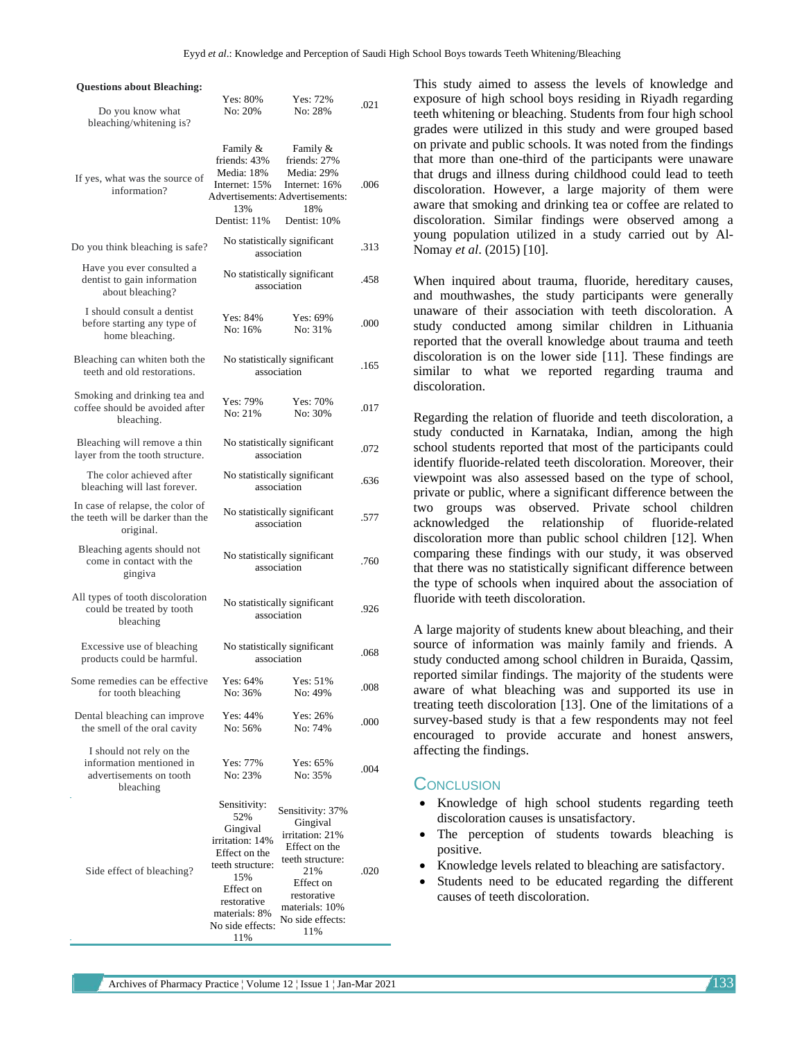| Questions about Bleaching: | | | |
|---|---|---|---|
| Do you know what bleaching/whitening is? | Yes: 80% No: 20% | Yes: 72% No: 28% | .021 |
| If yes, what was the source of information? | Family & friends: 43% Media: 18% Internet: 15% Advertisements: 13% Dentist: 11% | Family & friends: 27% Media: 29% Internet: 16% Advertisements: 18% Dentist: 10% | .006 |
| Do you think bleaching is safe? | No statistically significant association | | .313 |
| Have you ever consulted a dentist to gain information about bleaching? | No statistically significant association | | .458 |
| I should consult a dentist before starting any type of home bleaching. | Yes: 84% No: 16% | Yes: 69% No: 31% | .000 |
| Bleaching can whiten both the teeth and old restorations. | No statistically significant association | | .165 |
| Smoking and drinking tea and coffee should be avoided after bleaching. | Yes: 79% No: 21% | Yes: 70% No: 30% | .017 |
| Bleaching will remove a thin layer from the tooth structure. | No statistically significant association | | .072 |
| The color achieved after bleaching will last forever. | No statistically significant association | | .636 |
| In case of relapse, the color of the teeth will be darker than the original. | No statistically significant association | | .577 |
| Bleaching agents should not come in contact with the gingiva | No statistically significant association | | .760 |
| All types of tooth discoloration could be treated by tooth bleaching | No statistically significant association | | .926 |
| Excessive use of bleaching products could be harmful. | No statistically significant association | | .068 |
| Some remedies can be effective for tooth bleaching | Yes: 64% No: 36% | Yes: 51% No: 49% | .008 |
| Dental bleaching can improve the smell of the oral cavity | Yes: 44% No: 56% | Yes: 26% No: 74% | .000 |
| I should not rely on the information mentioned in advertisements on tooth bleaching | Yes: 77% No: 23% | Yes: 65% No: 35% | .004 |
| Side effect of bleaching? | Sensitivity: 52% Gingival irritation: 14% Effect on the teeth structure: 15% Effect on restorative materials: 8% No side effects: 11% | Sensitivity: 37% Gingival irritation: 21% Effect on the teeth structure: 21% Effect on restorative materials: 10% No side effects: 11% | .020 |

This study aimed to assess the levels of knowledge and exposure of high school boys residing in Riyadh regarding teeth whitening or bleaching. Students from four high school grades were utilized in this study and were grouped based on private and public schools. It was noted from the findings that more than one-third of the participants were unaware that drugs and illness during childhood could lead to teeth discoloration. However, a large majority of them were aware that smoking and drinking tea or coffee are related to discoloration. Similar findings were observed among a young population utilized in a study carried out by Al-Nomay *et al*. (2015) [10].

When inquired about trauma, fluoride, hereditary causes, and mouthwashes, the study participants were generally unaware of their association with teeth discoloration. A study conducted among similar children in Lithuania reported that the overall knowledge about trauma and teeth discoloration is on the lower side [11]. These findings are similar to what we reported regarding trauma and discoloration.

Regarding the relation of fluoride and teeth discoloration, a study conducted in Karnataka, Indian, among the high school students reported that most of the participants could identify fluoride-related teeth discoloration. Moreover, their viewpoint was also assessed based on the type of school, private or public, where a significant difference between the two groups was observed. Private school children acknowledged the relationship of fluoride-related discoloration more than public school children [12]. When comparing these findings with our study, it was observed that there was no statistically significant difference between the type of schools when inquired about the association of fluoride with teeth discoloration.

A large majority of students knew about bleaching, and their source of information was mainly family and friends. A study conducted among school children in Buraida, Qassim, reported similar findings. The majority of the students were aware of what bleaching was and supported its use in treating teeth discoloration [13]. One of the limitations of a survey-based study is that a few respondents may not feel encouraged to provide accurate and honest answers, affecting the findings.

## Conclusion

- Knowledge of high school students regarding teeth discoloration causes is unsatisfactory.
- The perception of students towards bleaching is positive.
- Knowledge levels related to bleaching are satisfactory.
- Students need to be educated regarding the different causes of teeth discoloration.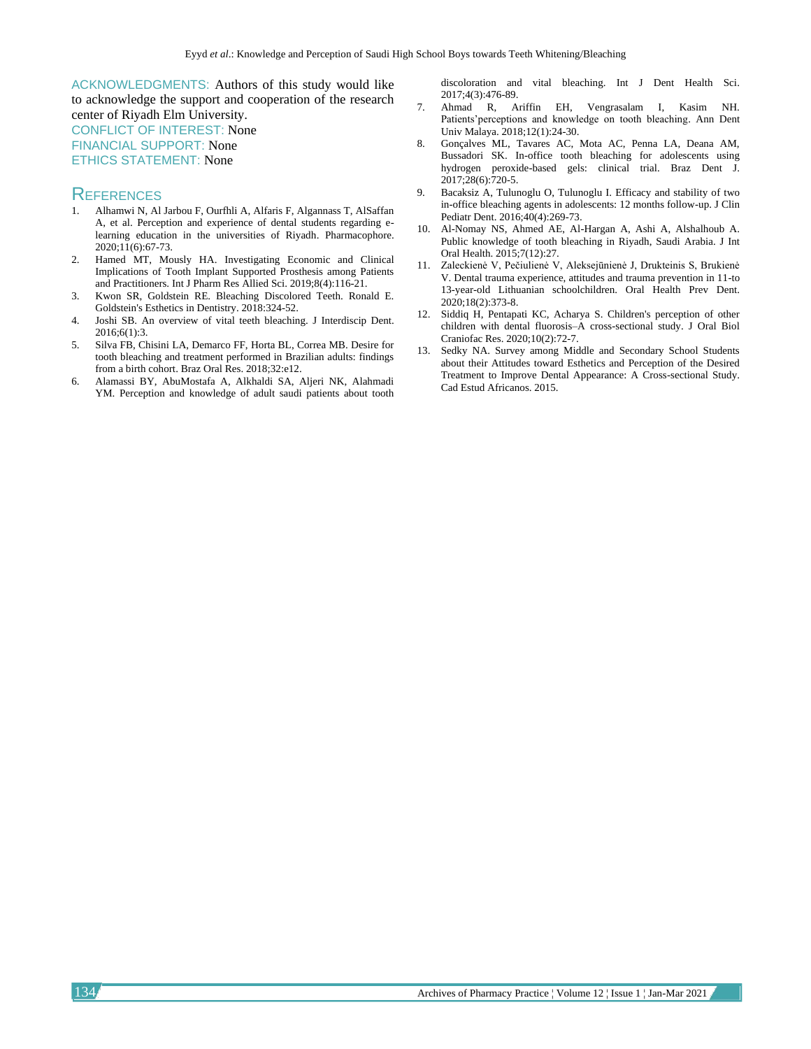**ACKNOWLEDGMENTS:** Authors of this study would like to acknowledge the support and cooperation of the research center of Riyadh Elm University.

**CONFLICT OF INTEREST:** None

**FINANCIAL SUPPORT:** None

**ETHICS STATEMENT:** None

## References

1. Alhamwi N, Al Jarbou F, Ourfhli A, Alfaris F, Algannass T, AlSaffan A, et al. Perception and experience of dental students regarding e-learning education in the universities of Riyadh. Pharmacophore. 2020;11(6):67-73.
2. Hamed MT, Mously HA. Investigating Economic and Clinical Implications of Tooth Implant Supported Prosthesis among Patients and Practitioners. Int J Pharm Res Allied Sci. 2019;8(4):116-21.
3. Kwon SR, Goldstein RE. Bleaching Discolored Teeth. Ronald E. Goldstein's Esthetics in Dentistry. 2018:324-52.
4. Joshi SB. An overview of vital teeth bleaching. J Interdiscip Dent. 2016;6(1):3.
5. Silva FB, Chisini LA, Demarco FF, Horta BL, Correa MB. Desire for tooth bleaching and treatment performed in Brazilian adults: findings from a birth cohort. Braz Oral Res. 2018;32:e12.
6. Alamassi BY, AbuMostafa A, Alkhaldi SA, Aljeri NK, Alahmadi YM. Perception and knowledge of adult saudi patients about tooth discoloration and vital bleaching. Int J Dent Health Sci. 2017;4(3):476-89.
7. Ahmad R, Ariffin EH, Vengrasalam I, Kasim NH. Patients'perceptions and knowledge on tooth bleaching. Ann Dent Univ Malaya. 2018;12(1):24-30.
8. Gonçalves ML, Tavares AC, Mota AC, Penna LA, Deana AM, Bussadori SK. In-office tooth bleaching for adolescents using hydrogen peroxide-based gels: clinical trial. Braz Dent J. 2017;28(6):720-5.
9. Bacaksiz A, Tulunoglu O, Tulunoglu I. Efficacy and stability of two in-office bleaching agents in adolescents: 12 months follow-up. J Clin Pediatr Dent. 2016;40(4):269-73.
10. Al-Nomay NS, Ahmed AE, Al-Hargan A, Ashi A, Alshalhoub A. Public knowledge of tooth bleaching in Riyadh, Saudi Arabia. J Int Oral Health. 2015;7(12):27.
11. Zaleckienė V, Pečiulienė V, Aleksejūnienė J, Drukteinis S, Brukienė V. Dental trauma experience, attitudes and trauma prevention in 11-to 13-year-old Lithuanian schoolchildren. Oral Health Prev Dent. 2020;18(2):373-8.
12. Siddiq H, Pentapati KC, Acharya S. Children's perception of other children with dental fluorosis–A cross-sectional study. J Oral Biol Craniofac Res. 2020;10(2):72-7.
13. Sedky NA. Survey among Middle and Secondary School Students about their Attitudes toward Esthetics and Perception of the Desired Treatment to Improve Dental Appearance: A Cross-sectional Study. Cad Estud Africanos. 2015.